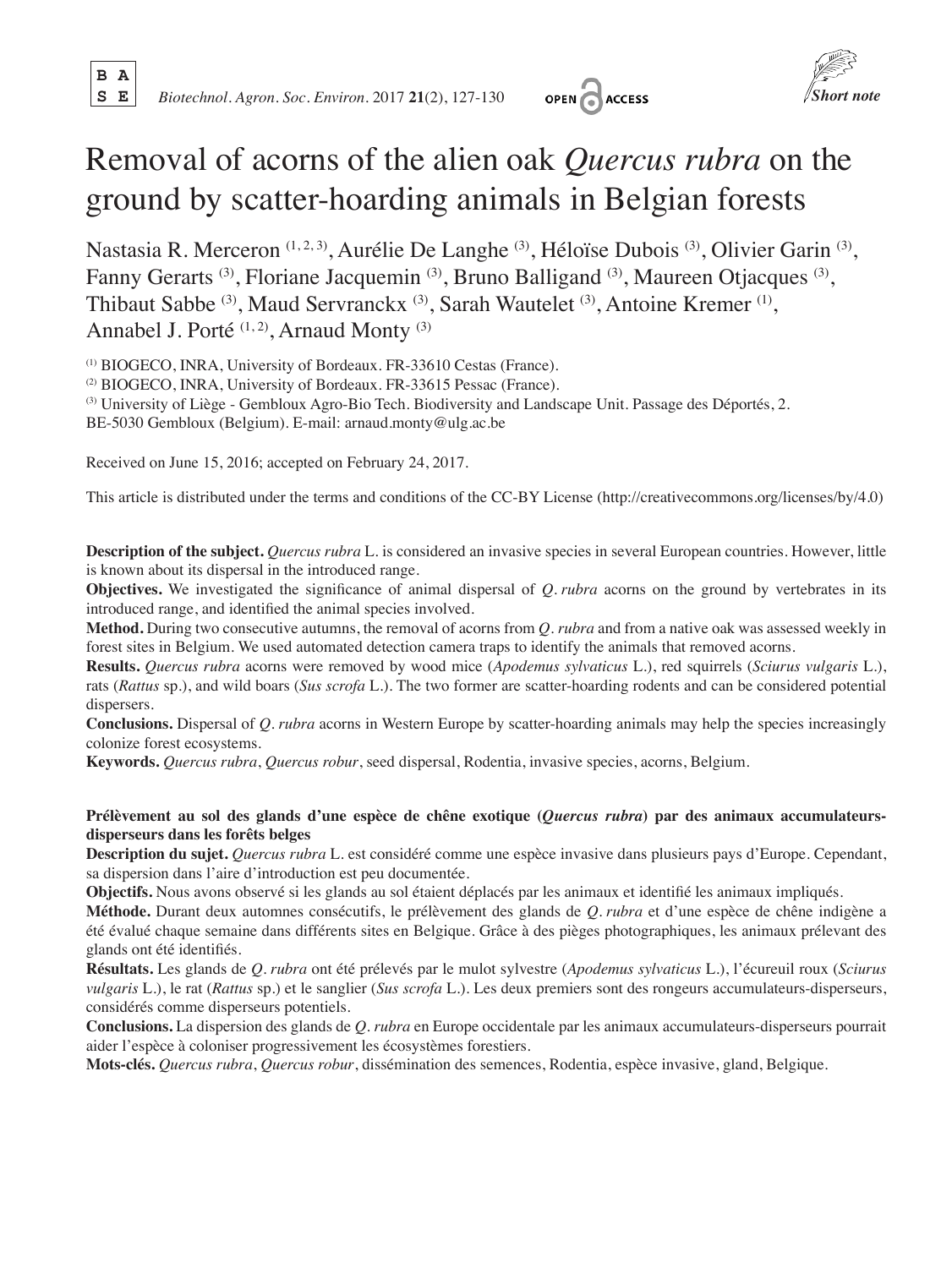Short note

# Removal of acorns of the alien oak *Quercus rubra* on the ground by scatter-hoarding animals in Belgian forests

Nastasia R. Merceron [1, 2, 3], Aurélie De Langhe [3], Héloïse Dubois [3], Olivier Garin [3], Fanny Gerarts [3], Floriane Jacquemin [3], Bruno Balligand [3], Maureen Otjacques [3], Thibaut Sabbe [3], Maud Servranckx [3], Sarah Wautelet [3], Antoine Kremer [1], Annabel J. Porté [1, 2], Arnaud Monty [3]

[1] BIOGECO, INRA, University of Bordeaux. FR-33610 Cestas (France).
[2] BIOGECO, INRA, University of Bordeaux. FR-33615 Pessac (France).
[3] University of Liège - Gembloux Agro-Bio Tech. Biodiversity and Landscape Unit. Passage des Déportés, 2. BE-5030 Gembloux (Belgium). E-mail: arnaud.monty@ulg.ac.be

Received on June 15, 2016; accepted on February 24, 2017.

This article is distributed under the terms and conditions of the CC-BY License (http://creativecommons.org/licenses/by/4.0)

**Description of the subject.** *Quercus rubra* L. is considered an invasive species in several European countries. However, little is known about its dispersal in the introduced range.
**Objectives.** We investigated the significance of animal dispersal of *Q. rubra* acorns on the ground by vertebrates in its introduced range, and identified the animal species involved.
**Method.** During two consecutive autumns, the removal of acorns from *Q. rubra* and from a native oak was assessed weekly in forest sites in Belgium. We used automated detection camera traps to identify the animals that removed acorns.
**Results.** *Quercus rubra* acorns were removed by wood mice (*Apodemus sylvaticus* L.), red squirrels (*Sciurus vulgaris* L.), rats (*Rattus* sp.), and wild boars (*Sus scrofa* L.). The two former are scatter-hoarding rodents and can be considered potential dispersers.
**Conclusions.** Dispersal of *Q. rubra* acorns in Western Europe by scatter-hoarding animals may help the species increasingly colonize forest ecosystems.
**Keywords.** *Quercus rubra*, *Quercus robur*, seed dispersal, Rodentia, invasive species, acorns, Belgium.

**Prélèvement au sol des glands d'une espèce de chêne exotique (*Quercus rubra*) par des animaux accumulateurs-disperseurs dans les forêts belges**
**Description du sujet.** *Quercus rubra* L. est considéré comme une espèce invasive dans plusieurs pays d'Europe. Cependant, sa dispersion dans l'aire d'introduction est peu documentée.
**Objectifs.** Nous avons observé si les glands au sol étaient déplacés par les animaux et identifié les animaux impliqués.
**Méthode.** Durant deux automnes consécutifs, le prélèvement des glands de *Q. rubra* et d'une espèce de chêne indigène a été évalué chaque semaine dans différents sites en Belgique. Grâce à des pièges photographiques, les animaux prélevant des glands ont été identifiés.
**Résultats.** Les glands de *Q. rubra* ont été prélevés par le mulot sylvestre (*Apodemus sylvaticus* L.), l'écureuil roux (*Sciurus vulgaris* L.), le rat (*Rattus* sp.) et le sanglier (*Sus scrofa* L.). Les deux premiers sont des rongeurs accumulateurs-disperseurs, considérés comme disperseurs potentiels.
**Conclusions.** La dispersion des glands de *Q. rubra* en Europe occidentale par les animaux accumulateurs-disperseurs pourrait aider l'espèce à coloniser progressivement les écosystèmes forestiers.
**Mots-clés.** *Quercus rubra*, *Quercus robur*, dissémination des semences, Rodentia, espèce invasive, gland, Belgique.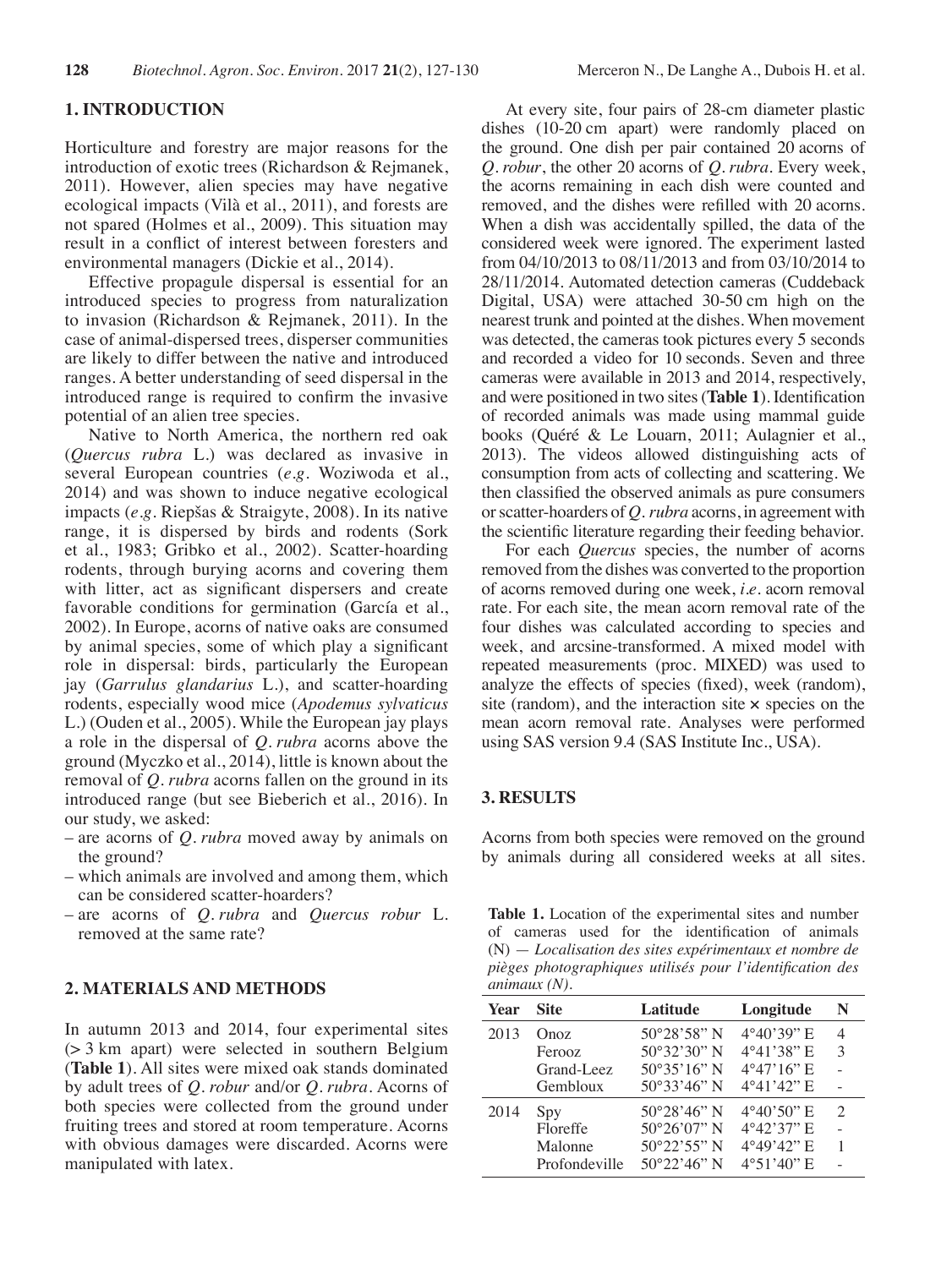## 1. INTRODUCTION

Horticulture and forestry are major reasons for the introduction of exotic trees (Richardson & Rejmanek, 2011). However, alien species may have negative ecological impacts (Vilà et al., 2011), and forests are not spared (Holmes et al., 2009). This situation may result in a conflict of interest between foresters and environmental managers (Dickie et al., 2014).

Effective propagule dispersal is essential for an introduced species to progress from naturalization to invasion (Richardson & Rejmanek, 2011). In the case of animal-dispersed trees, disperser communities are likely to differ between the native and introduced ranges. A better understanding of seed dispersal in the introduced range is required to confirm the invasive potential of an alien tree species.

Native to North America, the northern red oak (*Quercus rubra* L.) was declared as invasive in several European countries (*e.g.* Woziwoda et al., 2014) and was shown to induce negative ecological impacts (*e.g.* Riepšas & Straigyte, 2008). In its native range, it is dispersed by birds and rodents (Sork et al., 1983; Gribko et al., 2002). Scatter-hoarding rodents, through burying acorns and covering them with litter, act as significant dispersers and create favorable conditions for germination (García et al., 2002). In Europe, acorns of native oaks are consumed by animal species, some of which play a significant role in dispersal: birds, particularly the European jay (*Garrulus glandarius* L.), and scatter-hoarding rodents, especially wood mice (*Apodemus sylvaticus* L.) (Ouden et al., 2005). While the European jay plays a role in the dispersal of *Q. rubra* acorns above the ground (Myczko et al., 2014), little is known about the removal of *Q. rubra* acorns fallen on the ground in its introduced range (but see Bieberich et al., 2016). In our study, we asked:

- are acorns of *Q. rubra* moved away by animals on the ground?
- which animals are involved and among them, which can be considered scatter-hoarders?
- are acorns of *Q. rubra* and *Quercus robur* L. removed at the same rate?

## 2. MATERIALS AND METHODS

In autumn 2013 and 2014, four experimental sites (> 3 km apart) were selected in southern Belgium (**Table 1**). All sites were mixed oak stands dominated by adult trees of *Q. robur* and/or *Q. rubra*. Acorns of both species were collected from the ground under fruiting trees and stored at room temperature. Acorns with obvious damages were discarded. Acorns were manipulated with latex.

At every site, four pairs of 28-cm diameter plastic dishes (10-20 cm apart) were randomly placed on the ground. One dish per pair contained 20 acorns of *Q. robur*, the other 20 acorns of *Q. rubra*. Every week, the acorns remaining in each dish were counted and removed, and the dishes were refilled with 20 acorns. When a dish was accidentally spilled, the data of the considered week were ignored. The experiment lasted from 04/10/2013 to 08/11/2013 and from 03/10/2014 to 28/11/2014. Automated detection cameras (Cuddeback Digital, USA) were attached 30-50 cm high on the nearest trunk and pointed at the dishes. When movement was detected, the cameras took pictures every 5 seconds and recorded a video for 10 seconds. Seven and three cameras were available in 2013 and 2014, respectively, and were positioned in two sites (**Table 1**). Identification of recorded animals was made using mammal guide books (Quéré & Le Louarn, 2011; Aulagnier et al., 2013). The videos allowed distinguishing acts of consumption from acts of collecting and scattering. We then classified the observed animals as pure consumers or scatter-hoarders of *Q. rubra* acorns, in agreement with the scientific literature regarding their feeding behavior.

For each *Quercus* species, the number of acorns removed from the dishes was converted to the proportion of acorns removed during one week, *i.e.* acorn removal rate. For each site, the mean acorn removal rate of the four dishes was calculated according to species and week, and arcsine-transformed. A mixed model with repeated measurements (proc. MIXED) was used to analyze the effects of species (fixed), week (random), site (random), and the interaction site × species on the mean acorn removal rate. Analyses were performed using SAS version 9.4 (SAS Institute Inc., USA).

## 3. RESULTS

Acorns from both species were removed on the ground by animals during all considered weeks at all sites.

**Table 1.** Location of the experimental sites and number of cameras used for the identification of animals (N) — *Localisation des sites expérimentaux et nombre de pièges photographiques utilisés pour l'identification des animaux (N).*

| Year | Site | Latitude | Longitude | N |
|---|---|---|---|---|
| 2013 | Onoz | 50°28'58" N | 4°40'39" E | 4 |
| | Ferooz | 50°32'30" N | 4°41'38" E | 3 |
| | Grand-Leez | 50°35'16" N | 4°47'16" E | - |
| | Gembloux | 50°33'46" N | 4°41'42" E | - |
| 2014 | Spy | 50°28'46" N | 4°40'50" E | 2 |
| | Floreffe | 50°26'07" N | 4°42'37" E | - |
| | Malonne | 50°22'55" N | 4°49'42" E | 1 |
| | Profondeville | 50°22'46" N | 4°51'40" E | - |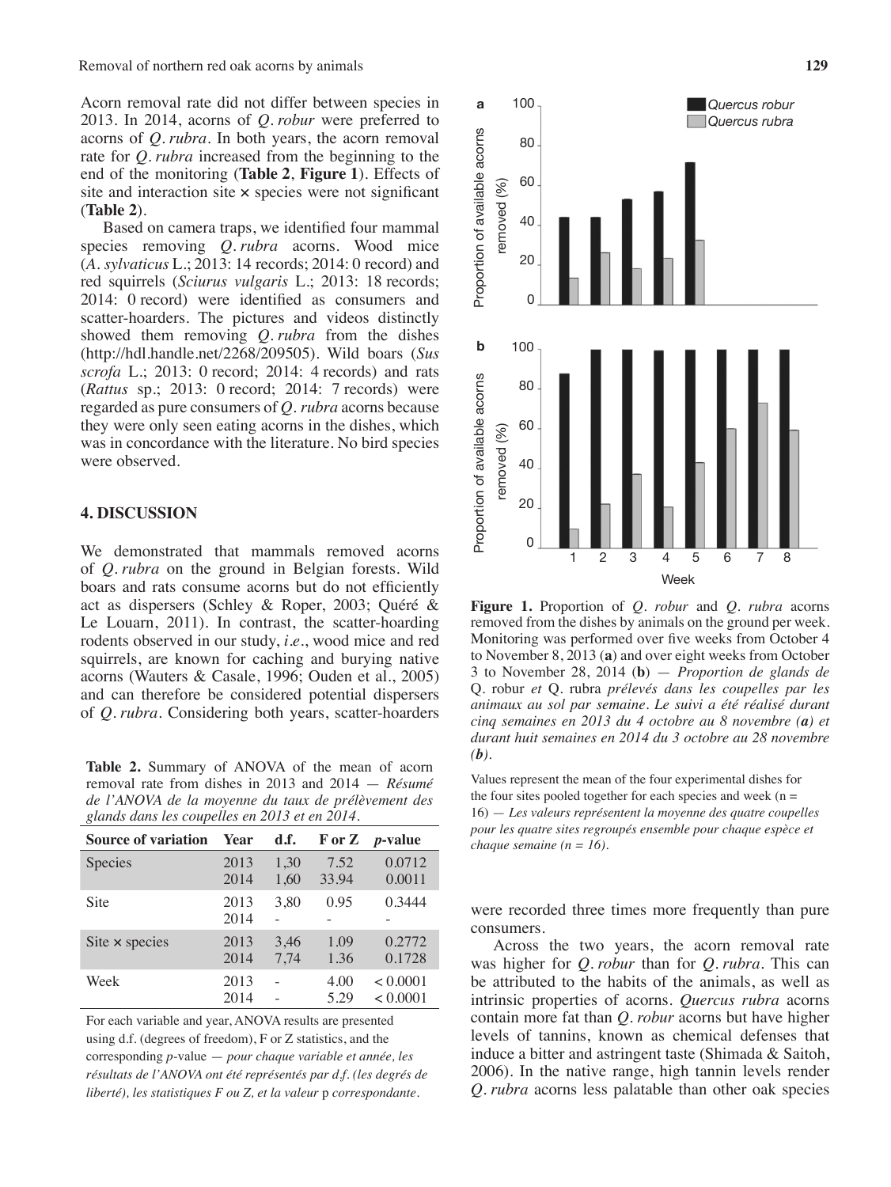Acorn removal rate did not differ between species in 2013. In 2014, acorns of *Q. robur* were preferred to acorns of *Q. rubra*. In both years, the acorn removal rate for *Q. rubra* increased from the beginning to the end of the monitoring (**Table 2**, **Figure 1**). Effects of site and interaction site × species were not significant (**Table 2**).

Based on camera traps, we identified four mammal species removing *Q. rubra* acorns. Wood mice (*A. sylvaticus* L.; 2013: 14 records; 2014: 0 record) and red squirrels (*Sciurus vulgaris* L.; 2013: 18 records; 2014: 0 record) were identified as consumers and scatter-hoarders. The pictures and videos distinctly showed them removing *Q. rubra* from the dishes (http://hdl.handle.net/2268/209505). Wild boars (*Sus scrofa* L.; 2013: 0 record; 2014: 4 records) and rats (*Rattus* sp.; 2013: 0 record; 2014: 7 records) were regarded as pure consumers of *Q. rubra* acorns because they were only seen eating acorns in the dishes, which was in concordance with the literature. No bird species were observed.

## 4. DISCUSSION

We demonstrated that mammals removed acorns of *Q. rubra* on the ground in Belgian forests. Wild boars and rats consume acorns but do not efficiently act as dispersers (Schley & Roper, 2003; Quéré & Le Louarn, 2011). In contrast, the scatter-hoarding rodents observed in our study, *i.e.*, wood mice and red squirrels, are known for caching and burying native acorns (Wauters & Casale, 1996; Ouden et al., 2005) and can therefore be considered potential dispersers of *Q. rubra*. Considering both years, scatter-hoarders were recorded three times more frequently than pure consumers.

Across the two years, the acorn removal rate was higher for *Q. robur* than for *Q. rubra*. This can be attributed to the habits of the animals, as well as intrinsic properties of acorns. *Quercus rubra* acorns contain more fat than *Q. robur* acorns but have higher levels of tannins, known as chemical defenses that induce a bitter and astringent taste (Shimada & Saitoh, 2006). In the native range, high tannin levels render *Q. rubra* acorns less palatable than other oak species

**Table 2.** Summary of ANOVA of the mean of acorn removal rate from dishes in 2013 and 2014 — *Résumé de l'ANOVA de la moyenne du taux de prélèvement des glands dans les coupelles en 2013 et en 2014.*

| Source of variation | Year | d.f. | F or Z | *p*-value |
|---|---|---|---|---|
| Species | 2013 | 1,30 | 7.52 | 0.0712 |
| | 2014 | 1,60 | 33.94 | 0.0011 |
| Site | 2013 | 3,80 | 0.95 | 0.3444 |
| | 2014 | - | - | - |
| Site × species | 2013 | 3,46 | 1.09 | 0.2772 |
| | 2014 | 7,74 | 1.36 | 0.1728 |
| Week | 2013 | - | 4.00 | < 0.0001 |
| | 2014 | - | 5.29 | < 0.0001 |

For each variable and year, ANOVA results are presented using d.f. (degrees of freedom), F or Z statistics, and the corresponding *p*-value — *pour chaque variable et année, les résultats de l'ANOVA ont été représentés par d.f. (les degrés de liberté), les statistiques F ou Z, et la valeur* p *correspondante.*

**Figure 1.** Proportion of *Q. robur* and *Q. rubra* acorns removed from the dishes by animals on the ground per week. Monitoring was performed over five weeks from October 4 to November 8, 2013 (**a**) and over eight weeks from October 3 to November 28, 2014 (**b**) — *Proportion de glands de* Q. robur *et* Q. rubra *prélevés dans les coupelles par les animaux au sol par semaine. Le suivi a été réalisé durant cinq semaines en 2013 du 4 octobre au 8 novembre (**a**) et durant huit semaines en 2014 du 3 octobre au 28 novembre (**b**).*

Values represent the mean of the four experimental dishes for the four sites pooled together for each species and week (n = 16) — *Les valeurs représentent la moyenne des quatre coupelles pour les quatre sites regroupés ensemble pour chaque espèce et chaque semaine (n = 16).*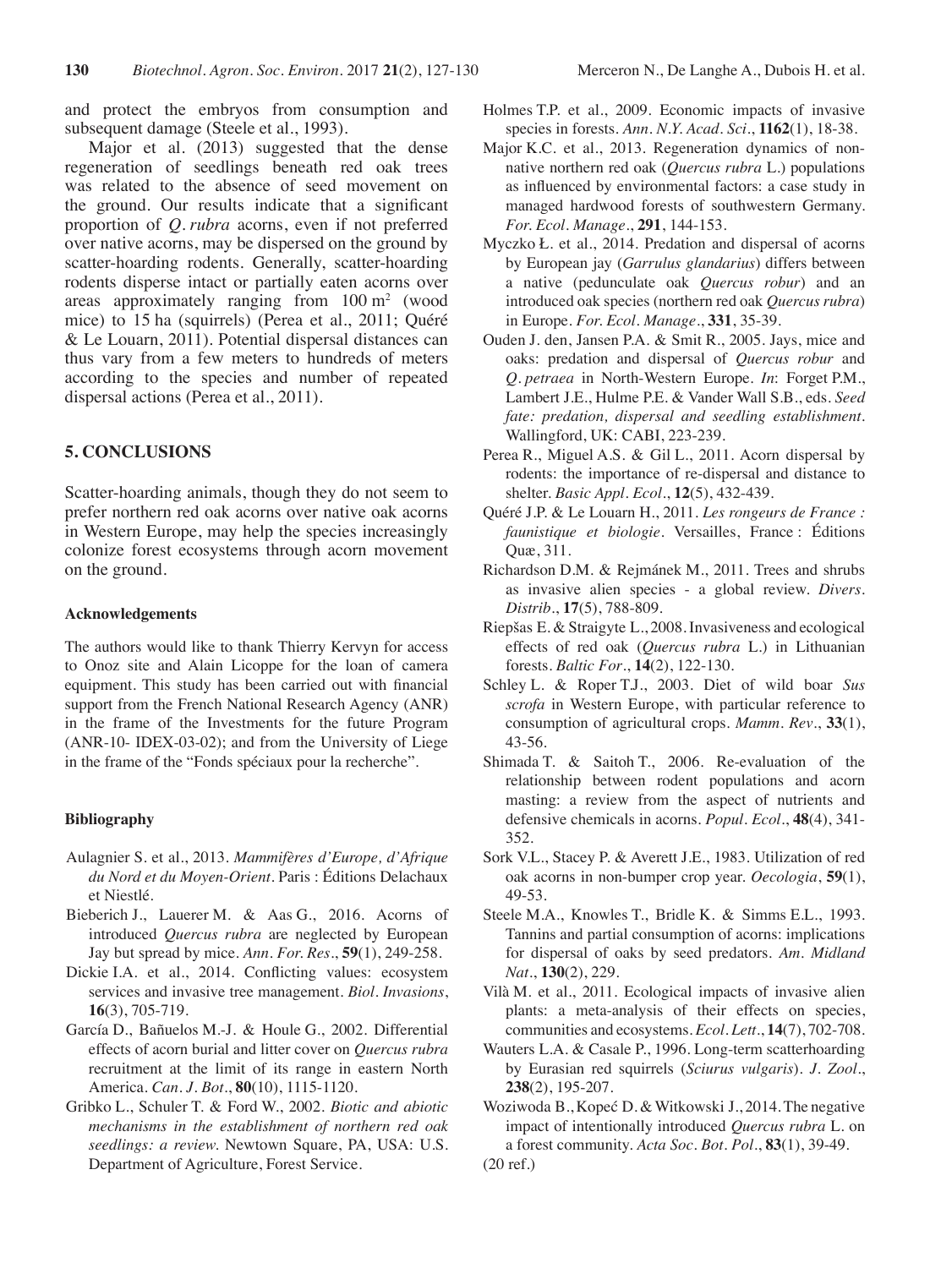and protect the embryos from consumption and subsequent damage (Steele et al., 1993).

Major et al. (2013) suggested that the dense regeneration of seedlings beneath red oak trees was related to the absence of seed movement on the ground. Our results indicate that a significant proportion of *Q. rubra* acorns, even if not preferred over native acorns, may be dispersed on the ground by scatter-hoarding rodents. Generally, scatter-hoarding rodents disperse intact or partially eaten acorns over areas approximately ranging from 100 $m^2$ (wood mice) to 15 ha (squirrels) (Perea et al., 2011; Quéré & Le Louarn, 2011). Potential dispersal distances can thus vary from a few meters to hundreds of meters according to the species and number of repeated dispersal actions (Perea et al., 2011).

## 5. CONCLUSIONS

Scatter-hoarding animals, though they do not seem to prefer northern red oak acorns over native oak acorns in Western Europe, may help the species increasingly colonize forest ecosystems through acorn movement on the ground.

### Acknowledgements

The authors would like to thank Thierry Kervyn for access to Onoz site and Alain Licoppe for the loan of camera equipment. This study has been carried out with financial support from the French National Research Agency (ANR) in the frame of the Investments for the future Program (ANR-10- IDEX-03-02); and from the University of Liege in the frame of the "Fonds spéciaux pour la recherche".

### Bibliography

Aulagnier S. et al., 2013. *Mammifères d'Europe, d'Afrique du Nord et du Moyen-Orient*. Paris : Éditions Delachaux et Niestlé.

Bieberich J., Lauerer M. & Aas G., 2016. Acorns of introduced *Quercus rubra* are neglected by European Jay but spread by mice. *Ann. For. Res.*, **59**(1), 249-258.

Dickie I.A. et al., 2014. Conflicting values: ecosystem services and invasive tree management. *Biol. Invasions*, **16**(3), 705-719.

García D., Bañuelos M.-J. & Houle G., 2002. Differential effects of acorn burial and litter cover on *Quercus rubra* recruitment at the limit of its range in eastern North America. *Can. J. Bot.*, **80**(10), 1115-1120.

Gribko L., Schuler T. & Ford W., 2002. *Biotic and abiotic mechanisms in the establishment of northern red oak seedlings: a review.* Newtown Square, PA, USA: U.S. Department of Agriculture, Forest Service.

Holmes T.P. et al., 2009. Economic impacts of invasive species in forests. *Ann. N.Y. Acad. Sci.*, **1162**(1), 18-38.

Major K.C. et al., 2013. Regeneration dynamics of non-native northern red oak (*Quercus rubra* L.) populations as influenced by environmental factors: a case study in managed hardwood forests of southwestern Germany. *For. Ecol. Manage.*, **291**, 144-153.

Myczko Ł. et al., 2014. Predation and dispersal of acorns by European jay (*Garrulus glandarius*) differs between a native (pedunculate oak *Quercus robur*) and an introduced oak species (northern red oak *Quercus rubra*) in Europe. *For. Ecol. Manage.*, **331**, 35-39.

Ouden J. den, Jansen P.A. & Smit R., 2005. Jays, mice and oaks: predation and dispersal of *Quercus robur* and *Q. petraea* in North-Western Europe. *In*: Forget P.M., Lambert J.E., Hulme P.E. & Vander Wall S.B., eds. *Seed fate: predation, dispersal and seedling establishment*. Wallingford, UK: CABI, 223-239.

Perea R., Miguel A.S. & Gil L., 2011. Acorn dispersal by rodents: the importance of re-dispersal and distance to shelter. *Basic Appl. Ecol.*, **12**(5), 432-439.

Quéré J.P. & Le Louarn H., 2011. *Les rongeurs de France : faunistique et biologie*. Versailles, France : Éditions Quæ, 311.

Richardson D.M. & Rejmánek M., 2011. Trees and shrubs as invasive alien species - a global review. *Divers. Distrib.*, **17**(5), 788-809.

Riepšas E. & Straigyte L., 2008. Invasiveness and ecological effects of red oak (*Quercus rubra* L.) in Lithuanian forests. *Baltic For.*, **14**(2), 122-130.

Schley L. & Roper T.J., 2003. Diet of wild boar *Sus scrofa* in Western Europe, with particular reference to consumption of agricultural crops. *Mamm. Rev.*, **33**(1), 43-56.

Shimada T. & Saitoh T., 2006. Re-evaluation of the relationship between rodent populations and acorn masting: a review from the aspect of nutrients and defensive chemicals in acorns. *Popul. Ecol.*, **48**(4), 341-352.

Sork V.L., Stacey P. & Averett J.E., 1983. Utilization of red oak acorns in non-bumper crop year. *Oecologia*, **59**(1), 49-53.

Steele M.A., Knowles T., Bridle K. & Simms E.L., 1993. Tannins and partial consumption of acorns: implications for dispersal of oaks by seed predators. *Am. Midland Nat.*, **130**(2), 229.

Vilà M. et al., 2011. Ecological impacts of invasive alien plants: a meta-analysis of their effects on species, communities and ecosystems. *Ecol. Lett.*, **14**(7), 702-708.

Wauters L.A. & Casale P., 1996. Long-term scatterhoarding by Eurasian red squirrels (*Sciurus vulgaris*). *J. Zool.*, **238**(2), 195-207.

Woziwoda B., Kopeć D. & Witkowski J., 2014. The negative impact of intentionally introduced *Quercus rubra* L. on a forest community. *Acta Soc. Bot. Pol.*, **83**(1), 39-49.

(20 ref.)